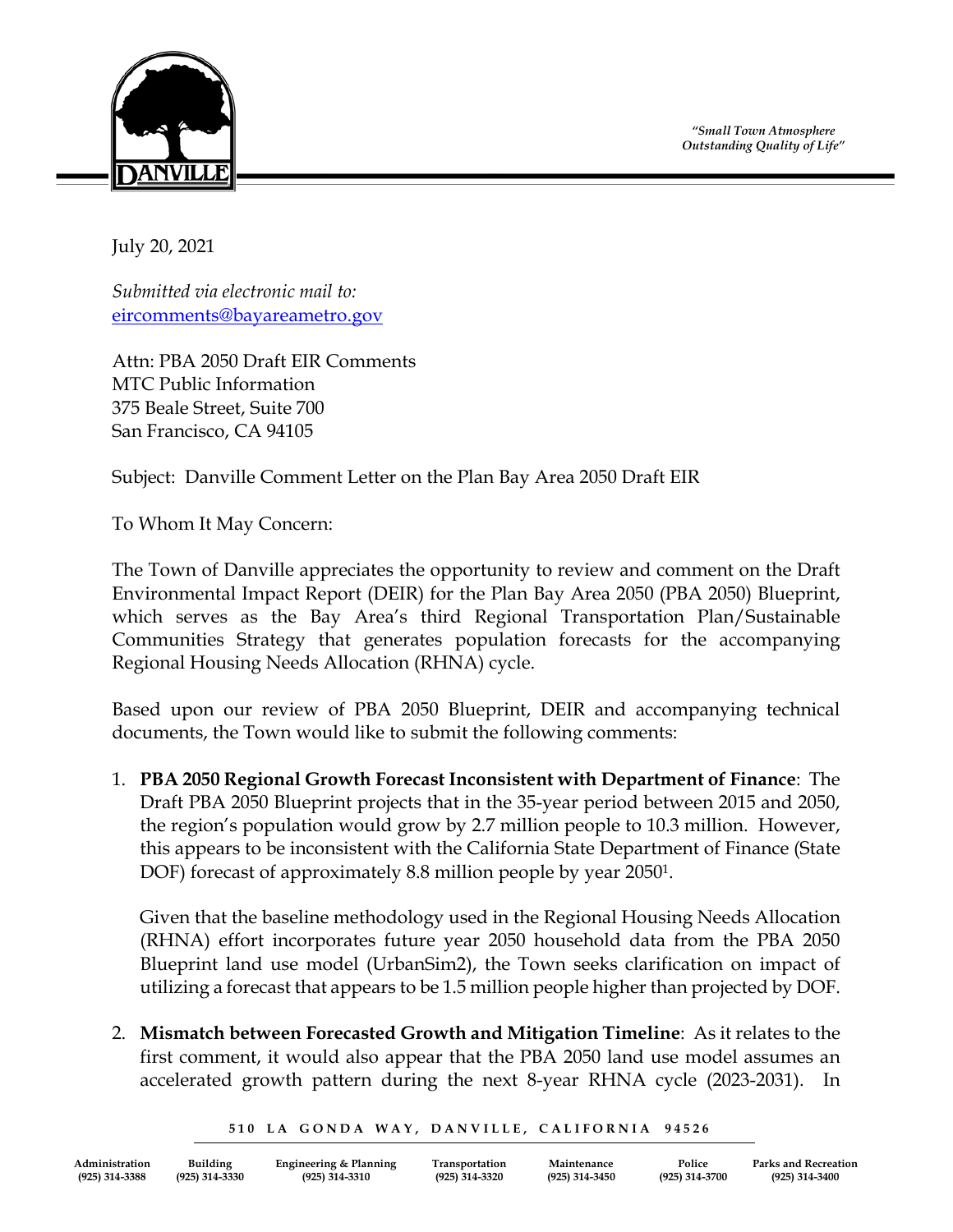*"Small Town Atmosphere*
*Outstanding Quality of Life"*

July 20, 2021

*Submitted via electronic mail to:*
eircomments@bayareametro.gov

Attn: PBA 2050 Draft EIR Comments
MTC Public Information
375 Beale Street, Suite 700
San Francisco, CA 94105

Subject: Danville Comment Letter on the Plan Bay Area 2050 Draft EIR

To Whom It May Concern:

The Town of Danville appreciates the opportunity to review and comment on the Draft Environmental Impact Report (DEIR) for the Plan Bay Area 2050 (PBA 2050) Blueprint, which serves as the Bay Area's third Regional Transportation Plan/Sustainable Communities Strategy that generates population forecasts for the accompanying Regional Housing Needs Allocation (RHNA) cycle.

Based upon our review of PBA 2050 Blueprint, DEIR and accompanying technical documents, the Town would like to submit the following comments:

1. **PBA 2050 Regional Growth Forecast Inconsistent with Department of Finance**: The Draft PBA 2050 Blueprint projects that in the 35-year period between 2015 and 2050, the region's population would grow by 2.7 million people to 10.3 million. However, this appears to be inconsistent with the California State Department of Finance (State DOF) forecast of approximately 8.8 million people by year 2050[1].

   Given that the baseline methodology used in the Regional Housing Needs Allocation (RHNA) effort incorporates future year 2050 household data from the PBA 2050 Blueprint land use model (UrbanSim2), the Town seeks clarification on impact of utilizing a forecast that appears to be 1.5 million people higher than projected by DOF.

2. **Mismatch between Forecasted Growth and Mitigation Timeline**: As it relates to the first comment, it would also appear that the PBA 2050 land use model assumes an accelerated growth pattern during the next 8-year RHNA cycle (2023-2031). In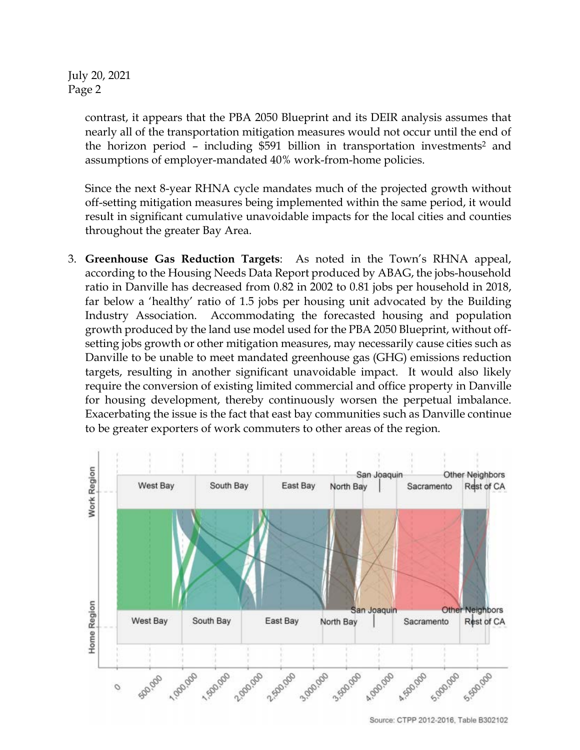contrast, it appears that the PBA 2050 Blueprint and its DEIR analysis assumes that nearly all of the transportation mitigation measures would not occur until the end of the horizon period – including $591 billion in transportation investments[2] and assumptions of employer-mandated 40% work-from-home policies.

Since the next 8-year RHNA cycle mandates much of the projected growth without off-setting mitigation measures being implemented within the same period, it would result in significant cumulative unavoidable impacts for the local cities and counties throughout the greater Bay Area.

3. **Greenhouse Gas Reduction Targets**: As noted in the Town's RHNA appeal, according to the Housing Needs Data Report produced by ABAG, the jobs-household ratio in Danville has decreased from 0.82 in 2002 to 0.81 jobs per household in 2018, far below a 'healthy' ratio of 1.5 jobs per housing unit advocated by the Building Industry Association. Accommodating the forecasted housing and population growth produced by the land use model used for the PBA 2050 Blueprint, without off-setting jobs growth or other mitigation measures, may necessarily cause cities such as Danville to be unable to meet mandated greenhouse gas (GHG) emissions reduction targets, resulting in another significant unavoidable impact. It would also likely require the conversion of existing limited commercial and office property in Danville for housing development, thereby continuously worsen the perpetual imbalance. Exacerbating the issue is the fact that east bay communities such as Danville continue to be greater exporters of work commuters to other areas of the region.

Source: CTPP 2012-2016, Table B302102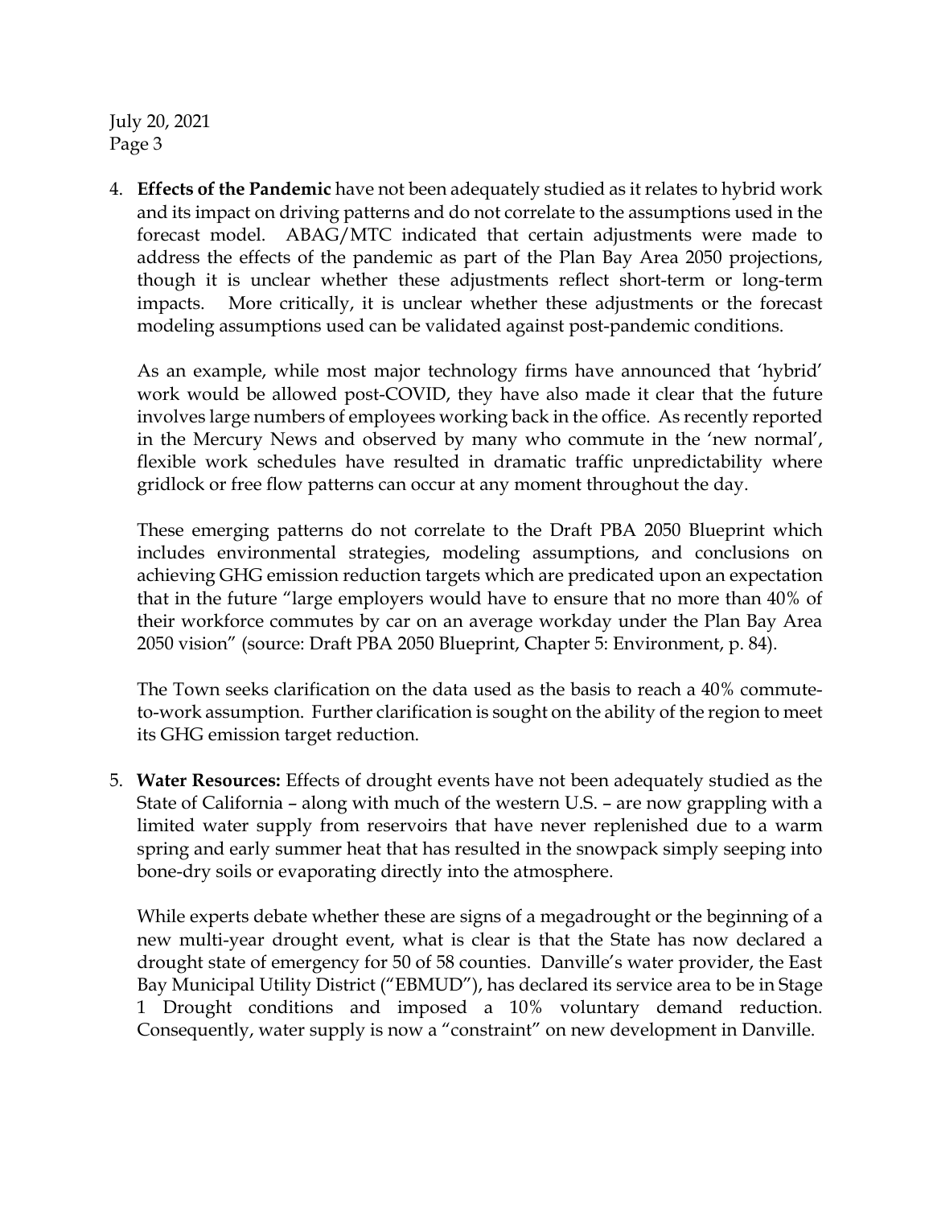4. **Effects of the Pandemic** have not been adequately studied as it relates to hybrid work and its impact on driving patterns and do not correlate to the assumptions used in the forecast model. ABAG/MTC indicated that certain adjustments were made to address the effects of the pandemic as part of the Plan Bay Area 2050 projections, though it is unclear whether these adjustments reflect short-term or long-term impacts. More critically, it is unclear whether these adjustments or the forecast modeling assumptions used can be validated against post-pandemic conditions.

   As an example, while most major technology firms have announced that 'hybrid' work would be allowed post-COVID, they have also made it clear that the future involves large numbers of employees working back in the office. As recently reported in the Mercury News and observed by many who commute in the 'new normal', flexible work schedules have resulted in dramatic traffic unpredictability where gridlock or free flow patterns can occur at any moment throughout the day.

   These emerging patterns do not correlate to the Draft PBA 2050 Blueprint which includes environmental strategies, modeling assumptions, and conclusions on achieving GHG emission reduction targets which are predicated upon an expectation that in the future "large employers would have to ensure that no more than 40% of their workforce commutes by car on an average workday under the Plan Bay Area 2050 vision" (source: Draft PBA 2050 Blueprint, Chapter 5: Environment, p. 84).

   The Town seeks clarification on the data used as the basis to reach a 40% commute-to-work assumption. Further clarification is sought on the ability of the region to meet its GHG emission target reduction.

5. **Water Resources:** Effects of drought events have not been adequately studied as the State of California – along with much of the western U.S. – are now grappling with a limited water supply from reservoirs that have never replenished due to a warm spring and early summer heat that has resulted in the snowpack simply seeping into bone-dry soils or evaporating directly into the atmosphere.

   While experts debate whether these are signs of a megadrought or the beginning of a new multi-year drought event, what is clear is that the State has now declared a drought state of emergency for 50 of 58 counties. Danville's water provider, the East Bay Municipal Utility District ("EBMUD"), has declared its service area to be in Stage 1 Drought conditions and imposed a 10% voluntary demand reduction. Consequently, water supply is now a "constraint" on new development in Danville.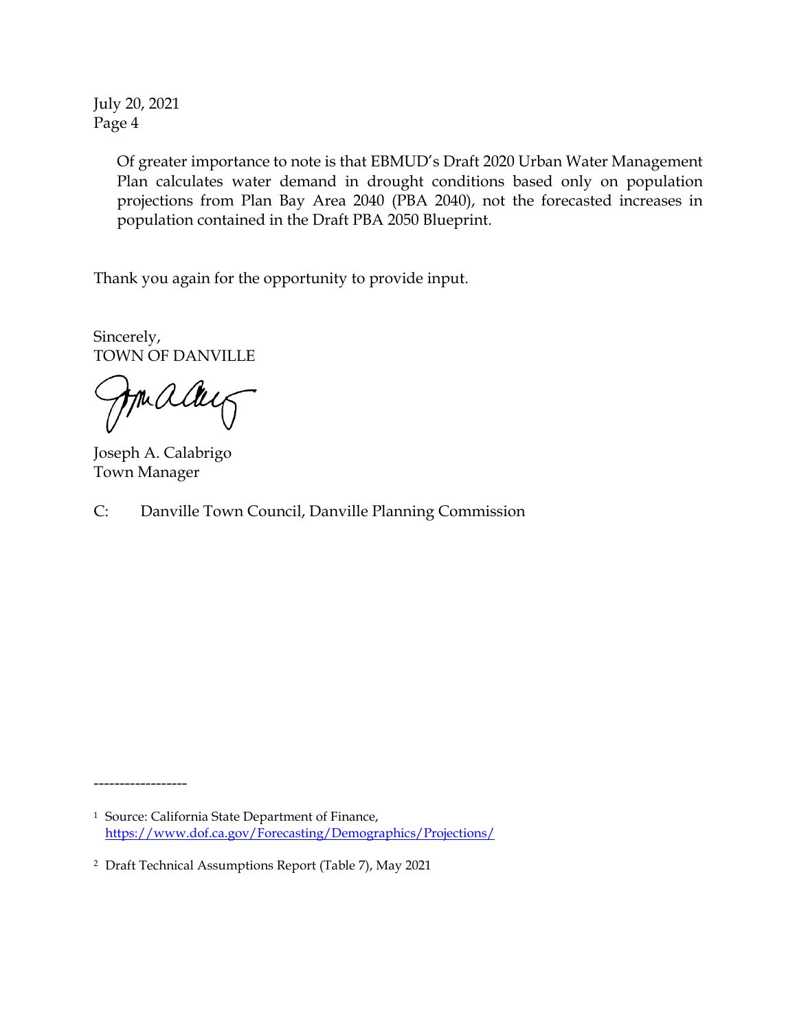Of greater importance to note is that EBMUD's Draft 2020 Urban Water Management Plan calculates water demand in drought conditions based only on population projections from Plan Bay Area 2040 (PBA 2040), not the forecasted increases in population contained in the Draft PBA 2050 Blueprint.

Thank you again for the opportunity to provide input.

Sincerely,
TOWN OF DANVILLE

Joseph A. Calabrigo
Town Manager

C: Danville Town Council, Danville Planning Commission

------------------

[1] Source: California State Department of Finance, https://www.dof.ca.gov/Forecasting/Demographics/Projections/

[2] Draft Technical Assumptions Report (Table 7), May 2021